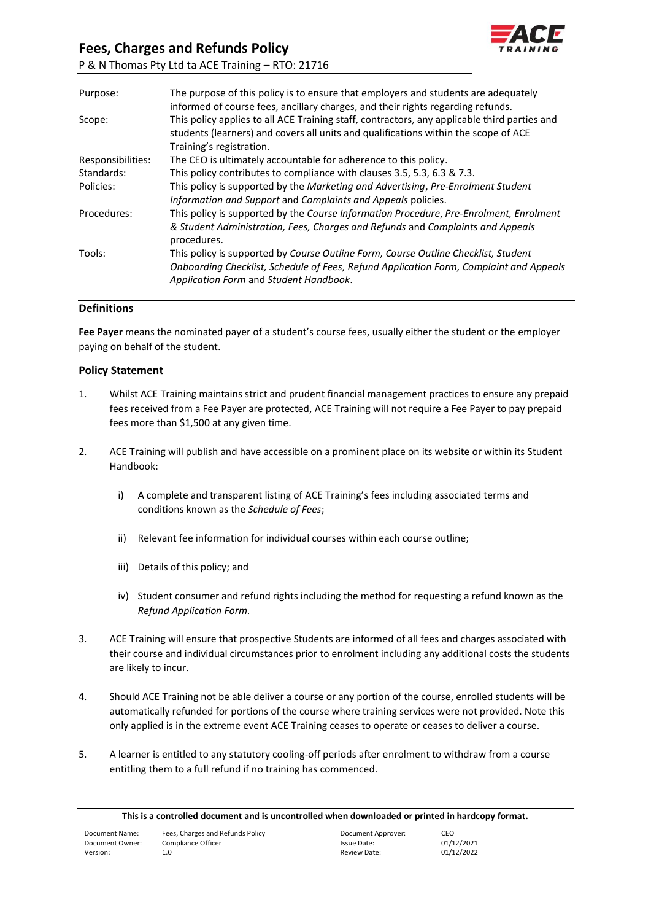# Fees, Charges and Refunds Policy

P & N Thomas Pty Ltd ta ACE Training – RTO: 21716

| | |
|---|---|
| Purpose: | The purpose of this policy is to ensure that employers and students are adequately informed of course fees, ancillary charges, and their rights regarding refunds. |
| Scope: | This policy applies to all ACE Training staff, contractors, any applicable third parties and students (learners) and covers all units and qualifications within the scope of ACE Training's registration. |
| Responsibilities: | The CEO is ultimately accountable for adherence to this policy. |
| Standards: | This policy contributes to compliance with clauses 3.5, 5.3, 6.3 & 7.3. |
| Policies: | This policy is supported by the *Marketing and Advertising*, *Pre-Enrolment Student Information and Support* and *Complaints and Appeals* policies. |
| Procedures: | This policy is supported by the *Course Information Procedure*, *Pre-Enrolment, Enrolment & Student Administration, Fees, Charges and Refunds* and *Complaints and Appeals* procedures. |
| Tools: | This policy is supported by *Course Outline Form, Course Outline Checklist, Student Onboarding Checklist, Schedule of Fees, Refund Application Form, Complaint and Appeals Application Form* and *Student Handbook*. |

## Definitions

**Fee Payer** means the nominated payer of a student's course fees, usually either the student or the employer paying on behalf of the student.

## Policy Statement

1. Whilst ACE Training maintains strict and prudent financial management practices to ensure any prepaid fees received from a Fee Payer are protected, ACE Training will not require a Fee Payer to pay prepaid fees more than $1,500 at any given time.

2. ACE Training will publish and have accessible on a prominent place on its website or within its Student Handbook:

   i) A complete and transparent listing of ACE Training's fees including associated terms and conditions known as the *Schedule of Fees*;

   ii) Relevant fee information for individual courses within each course outline;

   iii) Details of this policy; and

   iv) Student consumer and refund rights including the method for requesting a refund known as the *Refund Application Form*.

3. ACE Training will ensure that prospective Students are informed of all fees and charges associated with their course and individual circumstances prior to enrolment including any additional costs the students are likely to incur.

4. Should ACE Training not be able deliver a course or any portion of the course, enrolled students will be automatically refunded for portions of the course where training services were not provided. Note this only applied is in the extreme event ACE Training ceases to operate or ceases to deliver a course.

5. A learner is entitled to any statutory cooling-off periods after enrolment to withdraw from a course entitling them to a full refund if no training has commenced.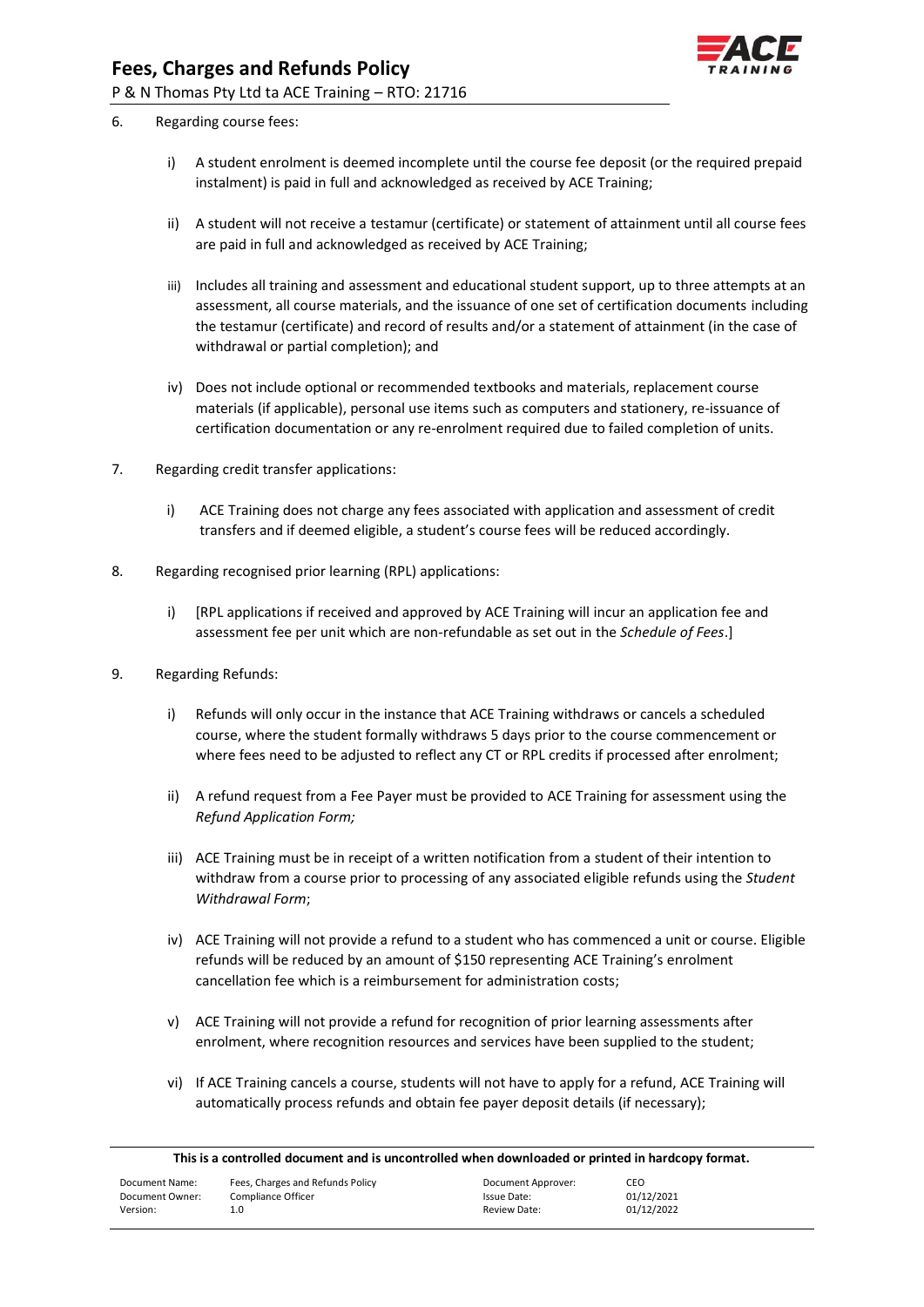6. Regarding course fees:

   i) A student enrolment is deemed incomplete until the course fee deposit (or the required prepaid instalment) is paid in full and acknowledged as received by ACE Training;

   ii) A student will not receive a testamur (certificate) or statement of attainment until all course fees are paid in full and acknowledged as received by ACE Training;

   iii) Includes all training and assessment and educational student support, up to three attempts at an assessment, all course materials, and the issuance of one set of certification documents including the testamur (certificate) and record of results and/or a statement of attainment (in the case of withdrawal or partial completion); and

   iv) Does not include optional or recommended textbooks and materials, replacement course materials (if applicable), personal use items such as computers and stationery, re-issuance of certification documentation or any re-enrolment required due to failed completion of units.

7. Regarding credit transfer applications:

   i) ACE Training does not charge any fees associated with application and assessment of credit transfers and if deemed eligible, a student's course fees will be reduced accordingly.

8. Regarding recognised prior learning (RPL) applications:

   i) [RPL applications if received and approved by ACE Training will incur an application fee and assessment fee per unit which are non-refundable as set out in the *Schedule of Fees*.]

9. Regarding Refunds:

   i) Refunds will only occur in the instance that ACE Training withdraws or cancels a scheduled course, where the student formally withdraws 5 days prior to the course commencement or where fees need to be adjusted to reflect any CT or RPL credits if processed after enrolment;

   ii) A refund request from a Fee Payer must be provided to ACE Training for assessment using the *Refund Application Form;*

   iii) ACE Training must be in receipt of a written notification from a student of their intention to withdraw from a course prior to processing of any associated eligible refunds using the *Student Withdrawal Form*;

   iv) ACE Training will not provide a refund to a student who has commenced a unit or course. Eligible refunds will be reduced by an amount of $150 representing ACE Training's enrolment cancellation fee which is a reimbursement for administration costs;

   v) ACE Training will not provide a refund for recognition of prior learning assessments after enrolment, where recognition resources and services have been supplied to the student;

   vi) If ACE Training cancels a course, students will not have to apply for a refund, ACE Training will automatically process refunds and obtain fee payer deposit details (if necessary);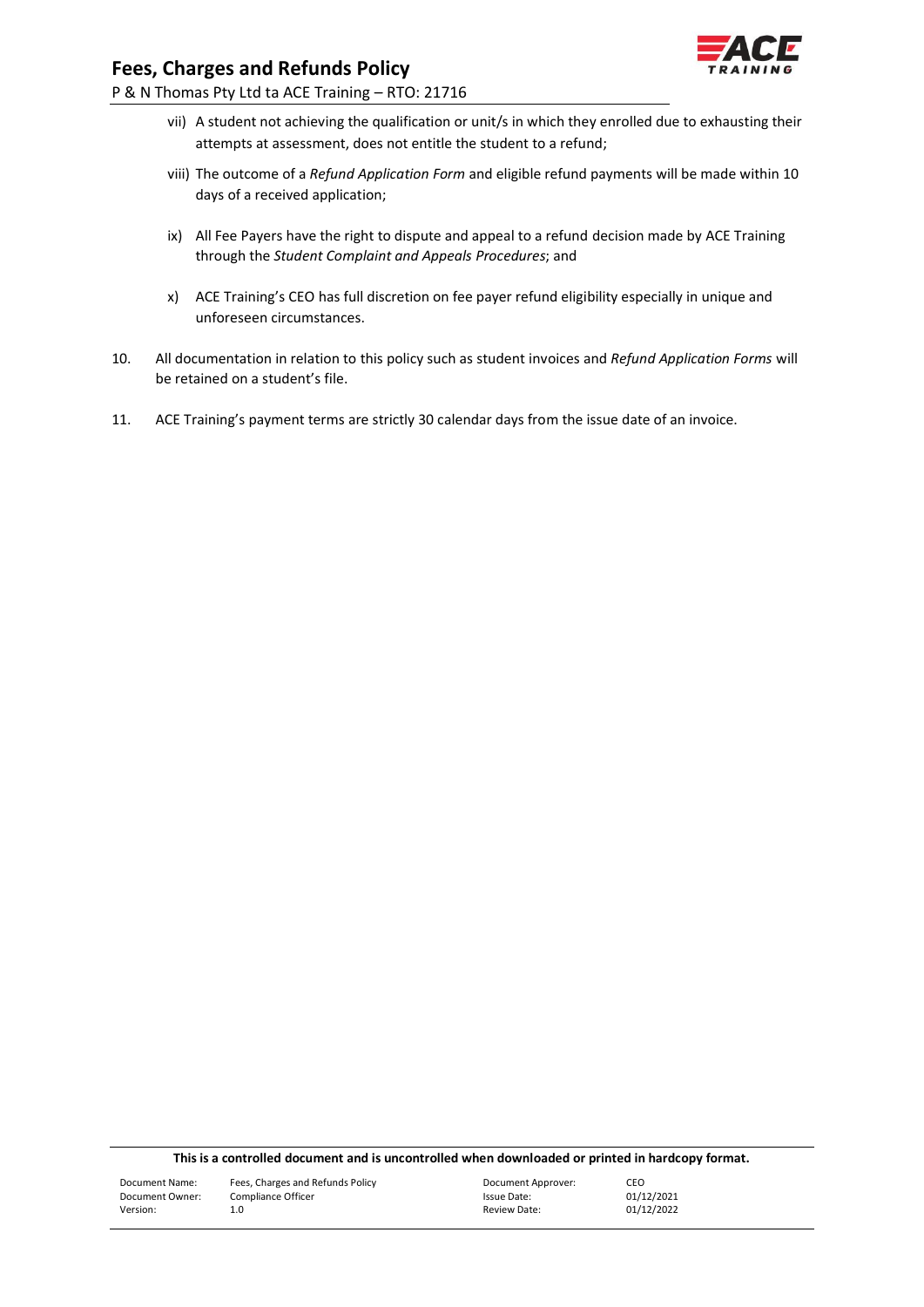vii) A student not achieving the qualification or unit/s in which they enrolled due to exhausting their attempts at assessment, does not entitle the student to a refund;

viii) The outcome of a *Refund Application Form* and eligible refund payments will be made within 10 days of a received application;

ix) All Fee Payers have the right to dispute and appeal to a refund decision made by ACE Training through the *Student Complaint and Appeals Procedures*; and

x) ACE Training's CEO has full discretion on fee payer refund eligibility especially in unique and unforeseen circumstances.

10. All documentation in relation to this policy such as student invoices and *Refund Application Forms* will be retained on a student's file.

11. ACE Training's payment terms are strictly 30 calendar days from the issue date of an invoice.